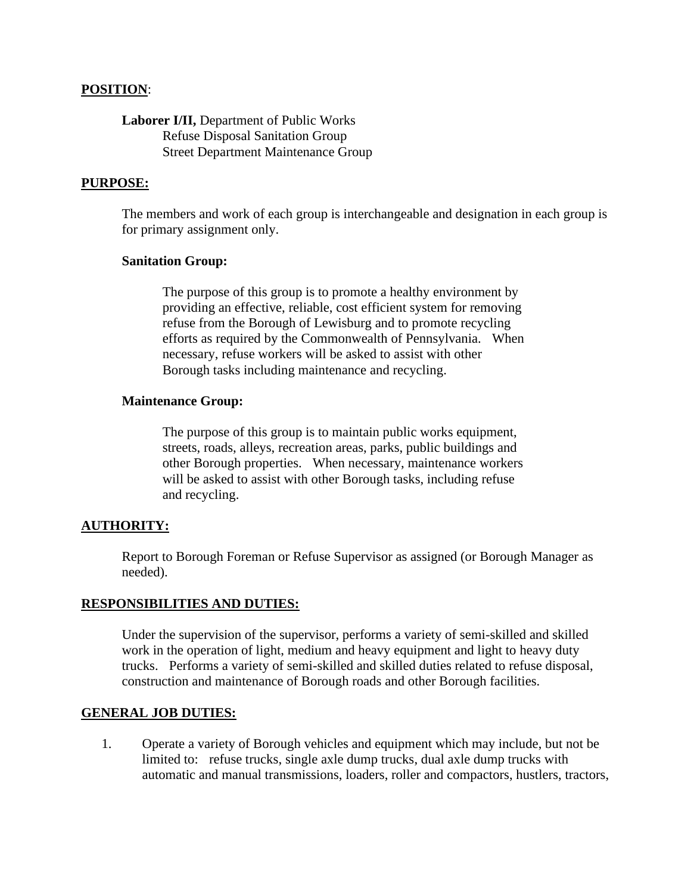**POSITION**:

**Laborer I/II,** Department of Public Works
Refuse Disposal Sanitation Group
Street Department Maintenance Group

**PURPOSE:**

The members and work of each group is interchangeable and designation in each group is for primary assignment only.

**Sanitation Group:**

The purpose of this group is to promote a healthy environment by providing an effective, reliable, cost efficient system for removing refuse from the Borough of Lewisburg and to promote recycling efforts as required by the Commonwealth of Pennsylvania. When necessary, refuse workers will be asked to assist with other Borough tasks including maintenance and recycling.

**Maintenance Group:**

The purpose of this group is to maintain public works equipment, streets, roads, alleys, recreation areas, parks, public buildings and other Borough properties. When necessary, maintenance workers will be asked to assist with other Borough tasks, including refuse and recycling.

**AUTHORITY:**

Report to Borough Foreman or Refuse Supervisor as assigned (or Borough Manager as needed).

**RESPONSIBILITIES AND DUTIES:**

Under the supervision of the supervisor, performs a variety of semi-skilled and skilled work in the operation of light, medium and heavy equipment and light to heavy duty trucks. Performs a variety of semi-skilled and skilled duties related to refuse disposal, construction and maintenance of Borough roads and other Borough facilities.

**GENERAL JOB DUTIES:**

1. Operate a variety of Borough vehicles and equipment which may include, but not be limited to: refuse trucks, single axle dump trucks, dual axle dump trucks with automatic and manual transmissions, loaders, roller and compactors, hustlers, tractors,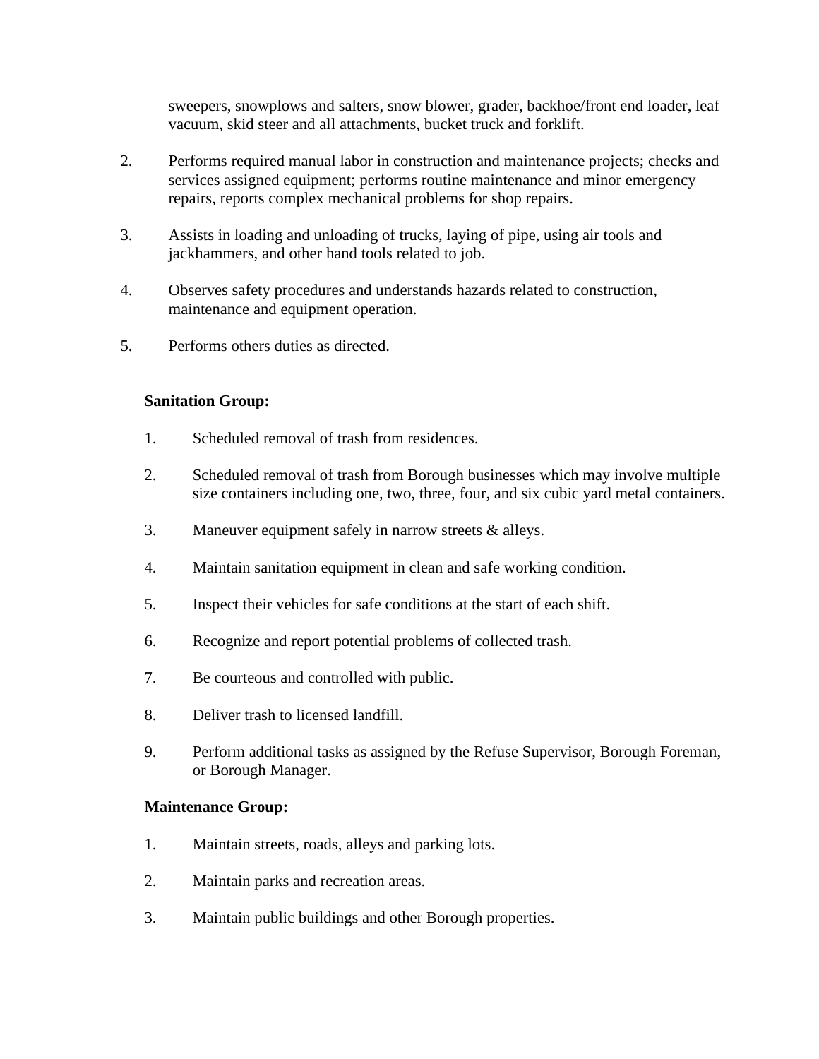sweepers, snowplows and salters, snow blower, grader, backhoe/front end loader, leaf vacuum, skid steer and all attachments, bucket truck and forklift.

2. Performs required manual labor in construction and maintenance projects; checks and services assigned equipment; performs routine maintenance and minor emergency repairs, reports complex mechanical problems for shop repairs.

3. Assists in loading and unloading of trucks, laying of pipe, using air tools and jackhammers, and other hand tools related to job.

4. Observes safety procedures and understands hazards related to construction, maintenance and equipment operation.

5. Performs others duties as directed.

**Sanitation Group:**

1. Scheduled removal of trash from residences.
2. Scheduled removal of trash from Borough businesses which may involve multiple size containers including one, two, three, four, and six cubic yard metal containers.
3. Maneuver equipment safely in narrow streets & alleys.
4. Maintain sanitation equipment in clean and safe working condition.
5. Inspect their vehicles for safe conditions at the start of each shift.
6. Recognize and report potential problems of collected trash.
7. Be courteous and controlled with public.
8. Deliver trash to licensed landfill.
9. Perform additional tasks as assigned by the Refuse Supervisor, Borough Foreman, or Borough Manager.

**Maintenance Group:**

1. Maintain streets, roads, alleys and parking lots.
2. Maintain parks and recreation areas.
3. Maintain public buildings and other Borough properties.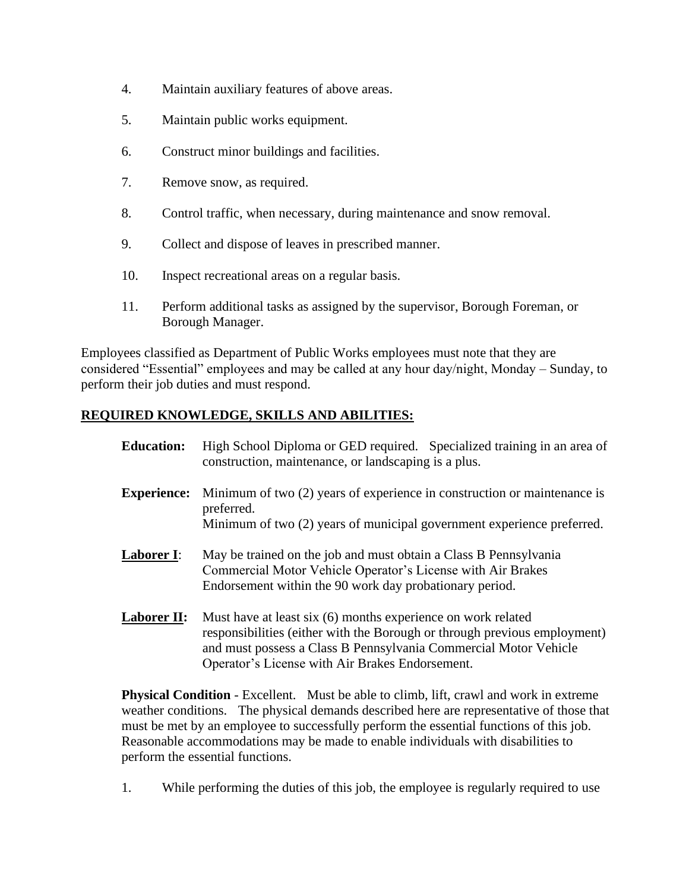4. Maintain auxiliary features of above areas.

5. Maintain public works equipment.

6. Construct minor buildings and facilities.

7. Remove snow, as required.

8. Control traffic, when necessary, during maintenance and snow removal.

9. Collect and dispose of leaves in prescribed manner.

10. Inspect recreational areas on a regular basis.

11. Perform additional tasks as assigned by the supervisor, Borough Foreman, or Borough Manager.

Employees classified as Department of Public Works employees must note that they are considered "Essential" employees and may be called at any hour day/night, Monday – Sunday, to perform their job duties and must respond.

## REQUIRED KNOWLEDGE, SKILLS AND ABILITIES:

**Education:** High School Diploma or GED required. Specialized training in an area of construction, maintenance, or landscaping is a plus.

**Experience:** Minimum of two (2) years of experience in construction or maintenance is preferred.
Minimum of two (2) years of municipal government experience preferred.

**Laborer I**: May be trained on the job and must obtain a Class B Pennsylvania Commercial Motor Vehicle Operator's License with Air Brakes Endorsement within the 90 work day probationary period.

**Laborer II:** Must have at least six (6) months experience on work related responsibilities (either with the Borough or through previous employment) and must possess a Class B Pennsylvania Commercial Motor Vehicle Operator's License with Air Brakes Endorsement.

**Physical Condition** - Excellent. Must be able to climb, lift, crawl and work in extreme weather conditions. The physical demands described here are representative of those that must be met by an employee to successfully perform the essential functions of this job. Reasonable accommodations may be made to enable individuals with disabilities to perform the essential functions.

1. While performing the duties of this job, the employee is regularly required to use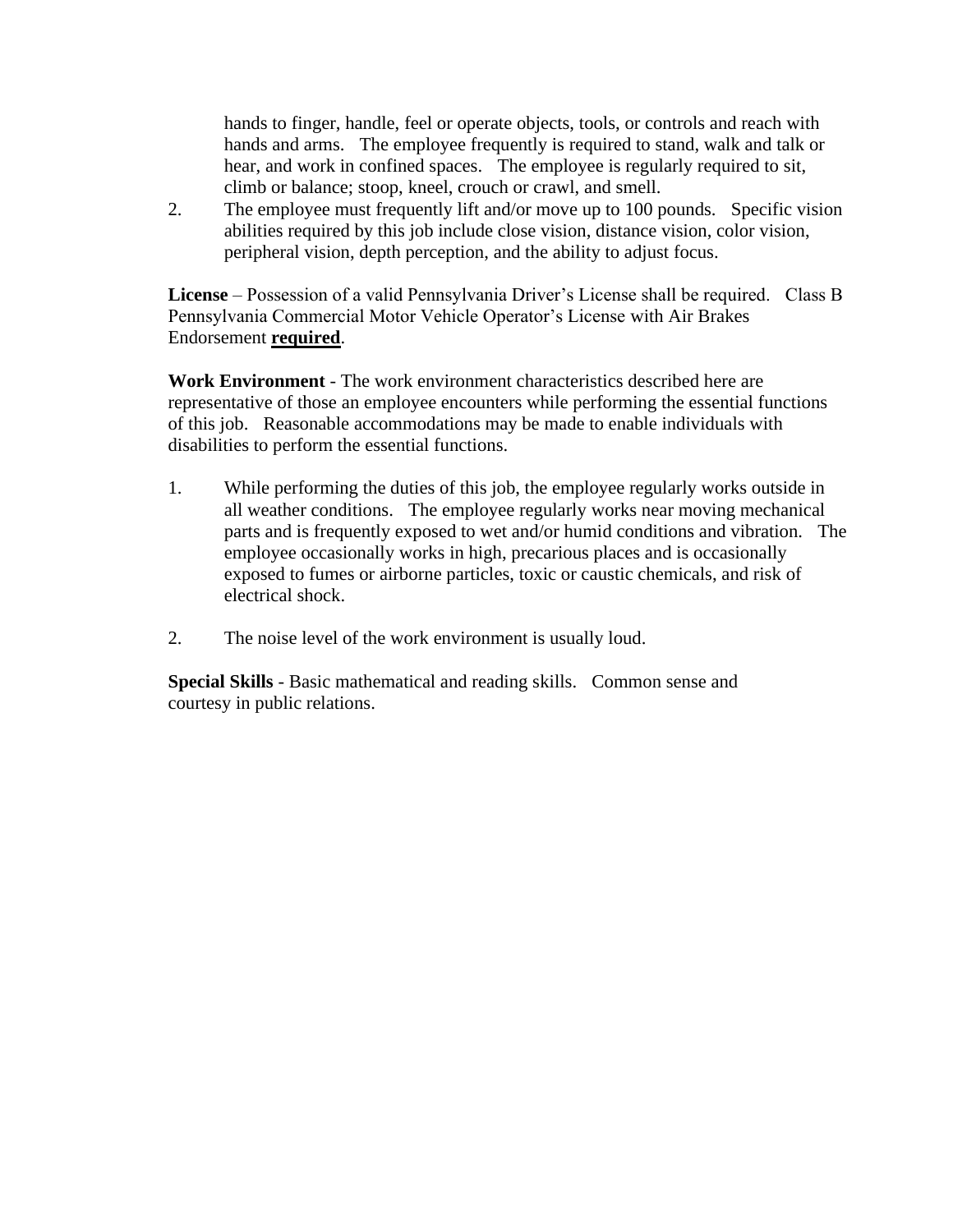hands to finger, handle, feel or operate objects, tools, or controls and reach with hands and arms. The employee frequently is required to stand, walk and talk or hear, and work in confined spaces. The employee is regularly required to sit, climb or balance; stoop, kneel, crouch or crawl, and smell.

2. The employee must frequently lift and/or move up to 100 pounds. Specific vision abilities required by this job include close vision, distance vision, color vision, peripheral vision, depth perception, and the ability to adjust focus.

**License** – Possession of a valid Pennsylvania Driver's License shall be required. Class B Pennsylvania Commercial Motor Vehicle Operator's License with Air Brakes Endorsement **required**.

**Work Environment** - The work environment characteristics described here are representative of those an employee encounters while performing the essential functions of this job. Reasonable accommodations may be made to enable individuals with disabilities to perform the essential functions.

1. While performing the duties of this job, the employee regularly works outside in all weather conditions. The employee regularly works near moving mechanical parts and is frequently exposed to wet and/or humid conditions and vibration. The employee occasionally works in high, precarious places and is occasionally exposed to fumes or airborne particles, toxic or caustic chemicals, and risk of electrical shock.

2. The noise level of the work environment is usually loud.

**Special Skills** - Basic mathematical and reading skills. Common sense and courtesy in public relations.